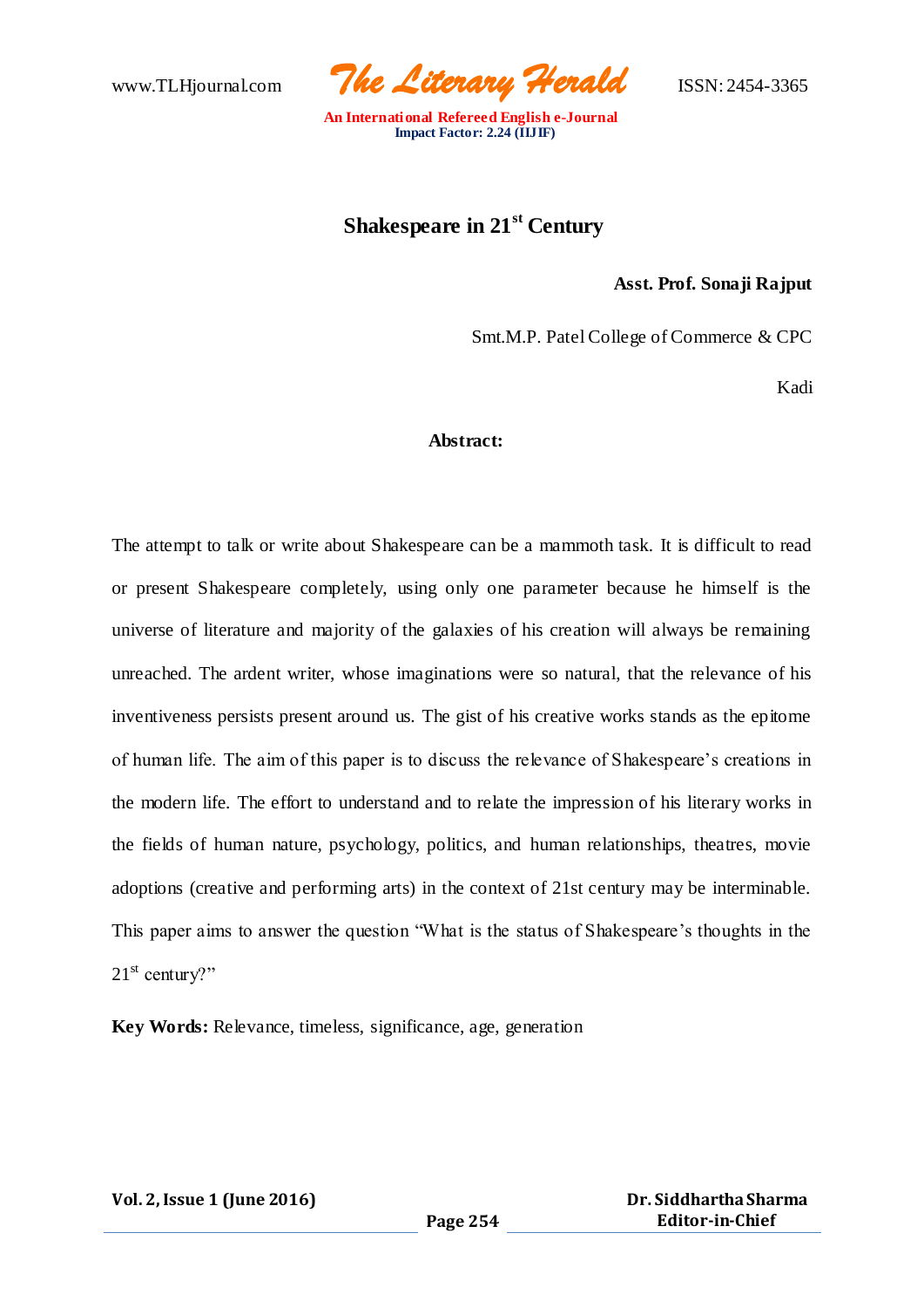# Shakespeare in 21st Century

**Asst. Prof. Sonaji Rajput**

Smt.M.P. Patel College of Commerce & CPC

Kadi

## Abstract:

The attempt to talk or write about Shakespeare can be a mammoth task. It is difficult to read or present Shakespeare completely, using only one parameter because he himself is the universe of literature and majority of the galaxies of his creation will always be remaining unreached. The ardent writer, whose imaginations were so natural, that the relevance of his inventiveness persists present around us. The gist of his creative works stands as the epitome of human life. The aim of this paper is to discuss the relevance of Shakespeare's creations in the modern life. The effort to understand and to relate the impression of his literary works in the fields of human nature, psychology, politics, and human relationships, theatres, movie adoptions (creative and performing arts) in the context of 21st century may be interminable. This paper aims to answer the question "What is the status of Shakespeare's thoughts in the 21st century?"

**Key Words:** Relevance, timeless, significance, age, generation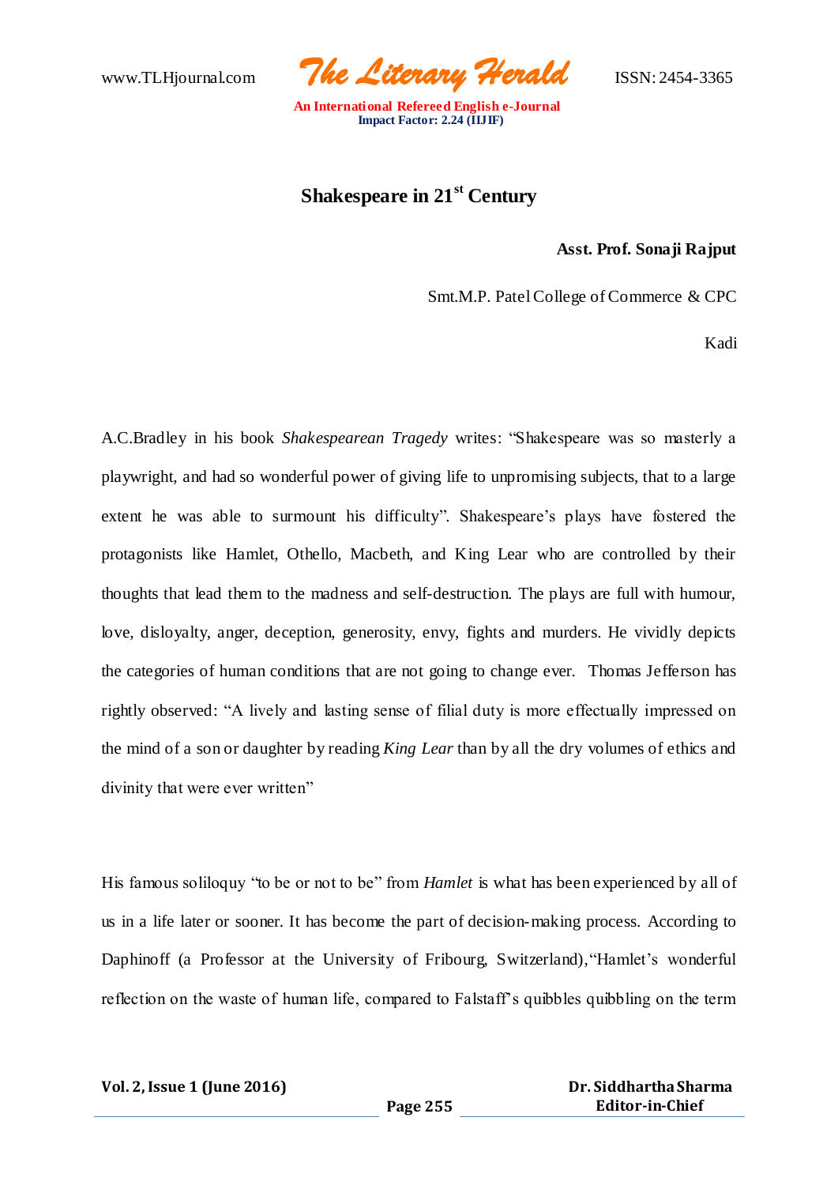# Shakespeare in 21st Century

**Asst. Prof. Sonaji Rajput**

Smt.M.P. Patel College of Commerce & CPC

Kadi

A.C.Bradley in his book *Shakespearean Tragedy* writes: "Shakespeare was so masterly a playwright, and had so wonderful power of giving life to unpromising subjects, that to a large extent he was able to surmount his difficulty". Shakespeare's plays have fostered the protagonists like Hamlet, Othello, Macbeth, and King Lear who are controlled by their thoughts that lead them to the madness and self-destruction. The plays are full with humour, love, disloyalty, anger, deception, generosity, envy, fights and murders. He vividly depicts the categories of human conditions that are not going to change ever. Thomas Jefferson has rightly observed: "A lively and lasting sense of filial duty is more effectually impressed on the mind of a son or daughter by reading *King Lear* than by all the dry volumes of ethics and divinity that were ever written"

His famous soliloquy "to be or not to be" from *Hamlet* is what has been experienced by all of us in a life later or sooner. It has become the part of decision-making process. According to Daphinoff (a Professor at the University of Fribourg, Switzerland),"Hamlet's wonderful reflection on the waste of human life, compared to Falstaff's quibbles quibbling on the term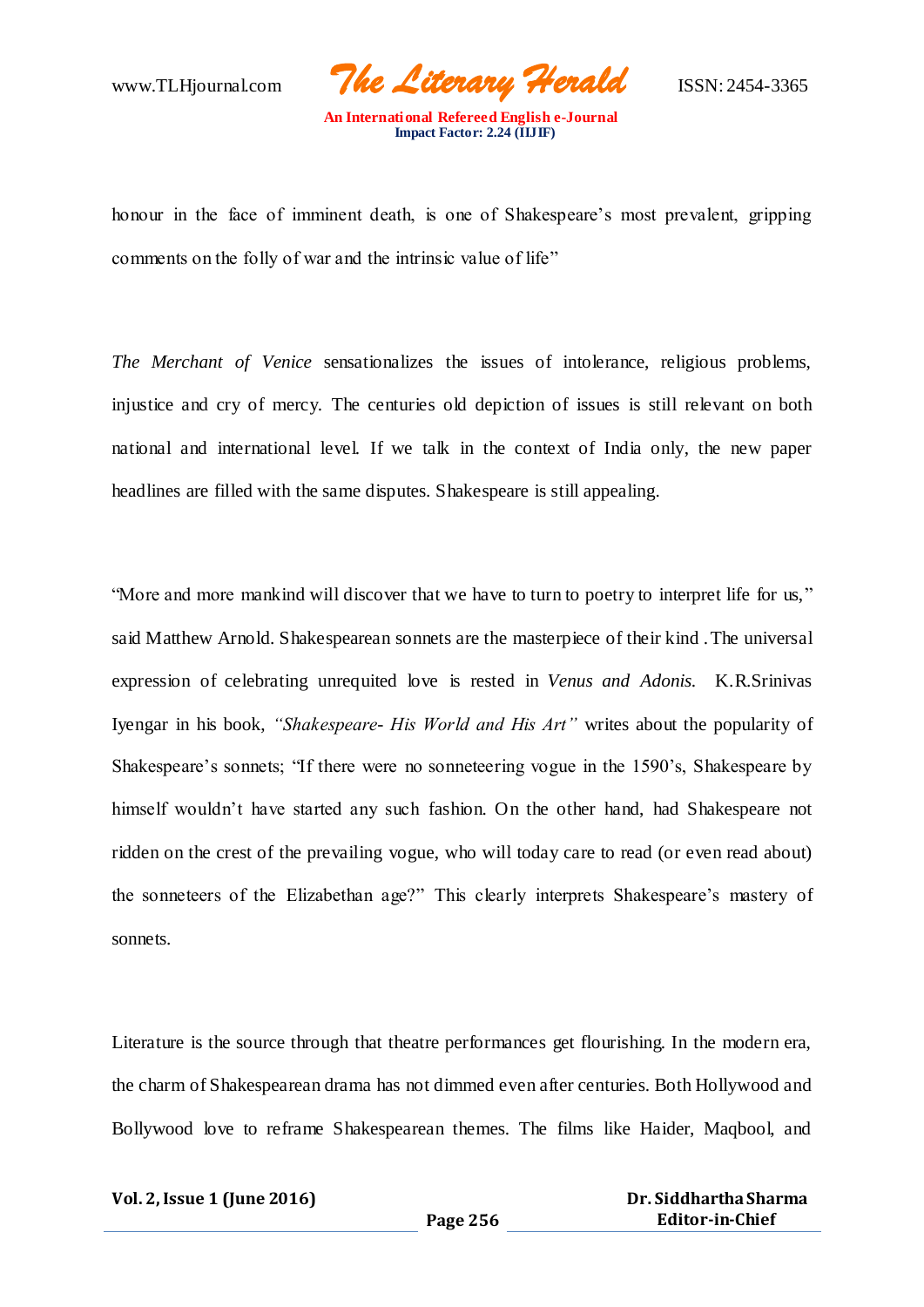honour in the face of imminent death, is one of Shakespeare's most prevalent, gripping comments on the folly of war and the intrinsic value of life"

*The Merchant of Venice* sensationalizes the issues of intolerance, religious problems, injustice and cry of mercy. The centuries old depiction of issues is still relevant on both national and international level. If we talk in the context of India only, the new paper headlines are filled with the same disputes. Shakespeare is still appealing.

"More and more mankind will discover that we have to turn to poetry to interpret life for us," said Matthew Arnold. Shakespearean sonnets are the masterpiece of their kind .The universal expression of celebrating unrequited love is rested in *Venus and Adonis.* K.R.Srinivas Iyengar in his book, *"Shakespeare- His World and His Art"* writes about the popularity of Shakespeare's sonnets; "If there were no sonneteering vogue in the 1590's, Shakespeare by himself wouldn't have started any such fashion. On the other hand, had Shakespeare not ridden on the crest of the prevailing vogue, who will today care to read (or even read about) the sonneteers of the Elizabethan age?" This clearly interprets Shakespeare's mastery of sonnets.

Literature is the source through that theatre performances get flourishing. In the modern era, the charm of Shakespearean drama has not dimmed even after centuries. Both Hollywood and Bollywood love to reframe Shakespearean themes. The films like Haider, Maqbool, and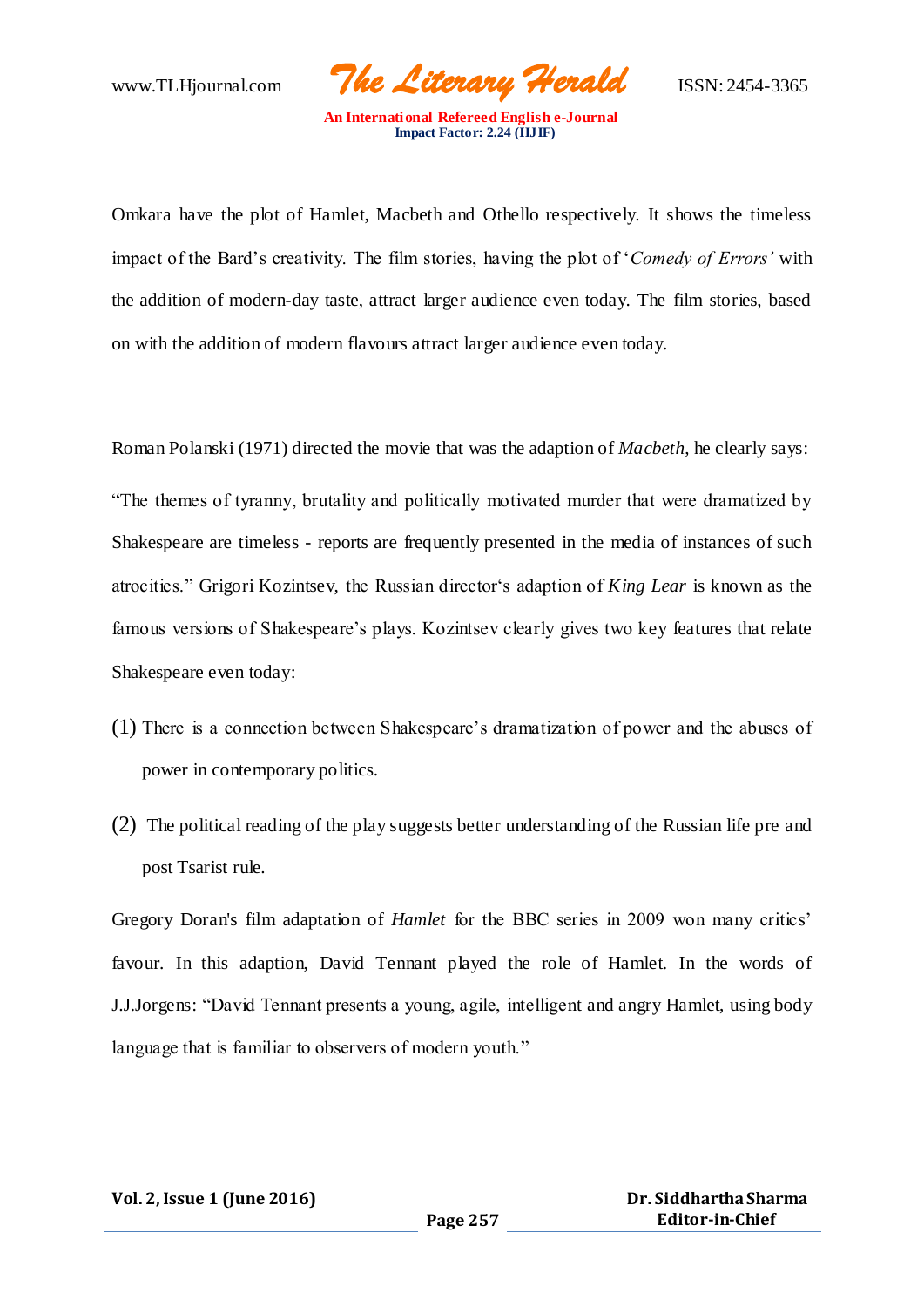Omkara have the plot of Hamlet, Macbeth and Othello respectively. It shows the timeless impact of the Bard's creativity. The film stories, having the plot of '*Comedy of Errors'* with the addition of modern-day taste, attract larger audience even today. The film stories, based on with the addition of modern flavours attract larger audience even today.

Roman Polanski (1971) directed the movie that was the adaption of *Macbeth*, he clearly says:

"The themes of tyranny, brutality and politically motivated murder that were dramatized by Shakespeare are timeless - reports are frequently presented in the media of instances of such atrocities." Grigori Kozintsev, the Russian director's adaption of *King Lear* is known as the famous versions of Shakespeare's plays. Kozintsev clearly gives two key features that relate Shakespeare even today:

(1) There is a connection between Shakespeare's dramatization of power and the abuses of power in contemporary politics.

(2) The political reading of the play suggests better understanding of the Russian life pre and post Tsarist rule.

Gregory Doran's film adaptation of *Hamlet* for the BBC series in 2009 won many critics' favour. In this adaption, David Tennant played the role of Hamlet. In the words of J.J.Jorgens: "David Tennant presents a young, agile, intelligent and angry Hamlet, using body language that is familiar to observers of modern youth."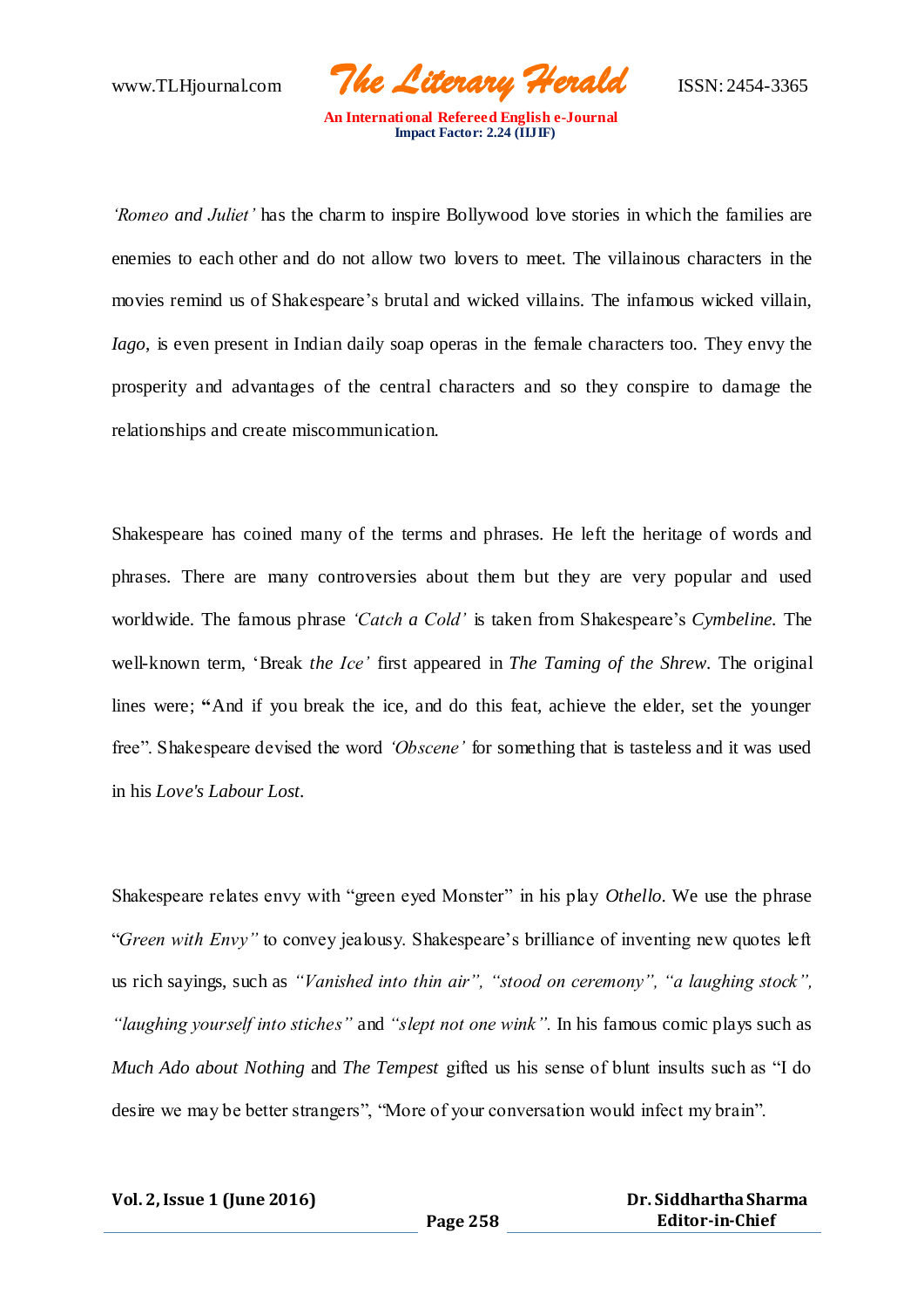*'Romeo and Juliet'* has the charm to inspire Bollywood love stories in which the families are enemies to each other and do not allow two lovers to meet. The villainous characters in the movies remind us of Shakespeare's brutal and wicked villains. The infamous wicked villain, *Iago*, is even present in Indian daily soap operas in the female characters too. They envy the prosperity and advantages of the central characters and so they conspire to damage the relationships and create miscommunication.

Shakespeare has coined many of the terms and phrases. He left the heritage of words and phrases. There are many controversies about them but they are very popular and used worldwide. The famous phrase *'Catch a Cold'* is taken from Shakespeare's *Cymbeline.* The well-known term, 'Break *the Ice'* first appeared in *The Taming of the Shrew*. The original lines were; **"**And if you break the ice, and do this feat, achieve the elder, set the younger free". Shakespeare devised the word *'Obscene'* for something that is tasteless and it was used in his *Love's Labour Lost*.

Shakespeare relates envy with "green eyed Monster" in his play *Othello*. We use the phrase "*Green with Envy"* to convey jealousy. Shakespeare's brilliance of inventing new quotes left us rich sayings, such as *"Vanished into thin air", "stood on ceremony", "a laughing stock", "laughing yourself into stiches"* and *"slept not one wink".* In his famous comic plays such as *Much Ado about Nothing* and *The Tempest* gifted us his sense of blunt insults such as "I do desire we may be better strangers", "More of your conversation would infect my brain".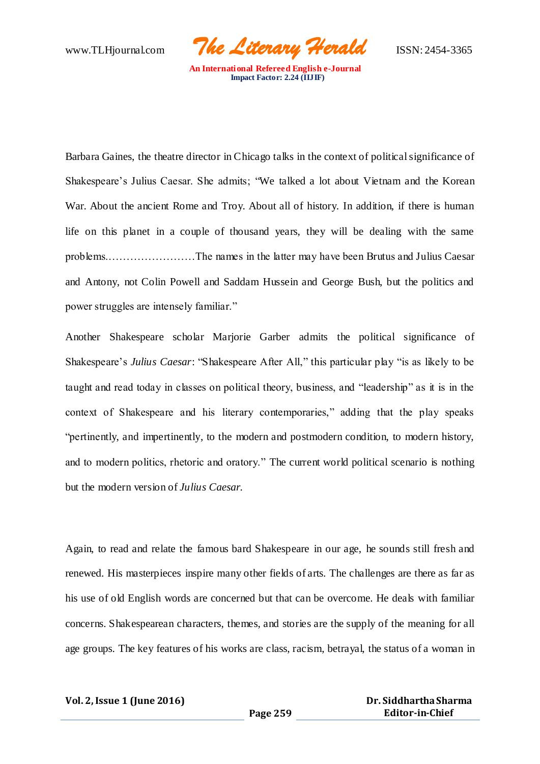Barbara Gaines, the theatre director in Chicago talks in the context of political significance of Shakespeare's Julius Caesar. She admits; "We talked a lot about Vietnam and the Korean War. About the ancient Rome and Troy. About all of history. In addition, if there is human life on this planet in a couple of thousand years, they will be dealing with the same problems.........................The names in the latter may have been Brutus and Julius Caesar and Antony, not Colin Powell and Saddam Hussein and George Bush, but the politics and power struggles are intensely familiar."

Another Shakespeare scholar Marjorie Garber admits the political significance of Shakespeare's *Julius Caesar*: "Shakespeare After All," this particular play "is as likely to be taught and read today in classes on political theory, business, and "leadership" as it is in the context of Shakespeare and his literary contemporaries," adding that the play speaks "pertinently, and impertinently, to the modern and postmodern condition, to modern history, and to modern politics, rhetoric and oratory." The current world political scenario is nothing but the modern version of *Julius Caesar.*

Again, to read and relate the famous bard Shakespeare in our age, he sounds still fresh and renewed. His masterpieces inspire many other fields of arts. The challenges are there as far as his use of old English words are concerned but that can be overcome. He deals with familiar concerns. Shakespearean characters, themes, and stories are the supply of the meaning for all age groups. The key features of his works are class, racism, betrayal, the status of a woman in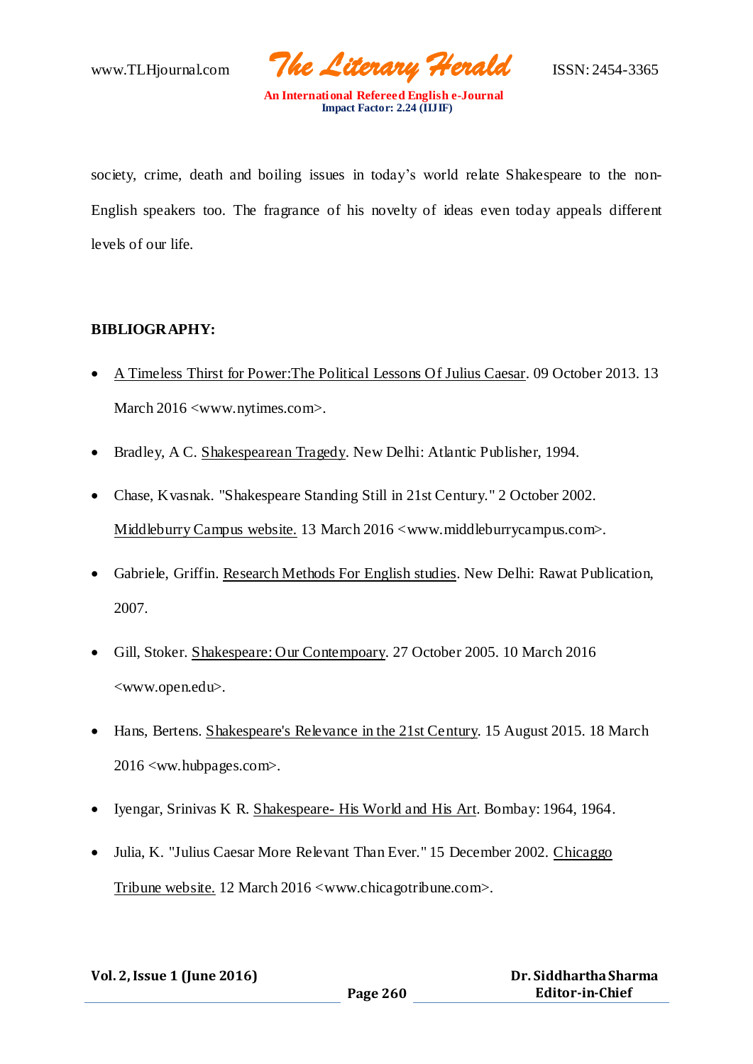society, crime, death and boiling issues in today's world relate Shakespeare to the non-English speakers too. The fragrance of his novelty of ideas even today appeals different levels of our life.

**BIBLIOGRAPHY:**

- A Timeless Thirst for Power:The Political Lessons Of Julius Caesar. 09 October 2013. 13 March 2016 <www.nytimes.com>.
- Bradley, A C. Shakespearean Tragedy. New Delhi: Atlantic Publisher, 1994.
- Chase, Kvasnak. "Shakespeare Standing Still in 21st Century." 2 October 2002. Middleburry Campus website. 13 March 2016 <www.middleburrycampus.com>.
- Gabriele, Griffin. Research Methods For English studies. New Delhi: Rawat Publication, 2007.
- Gill, Stoker. Shakespeare: Our Contempoary. 27 October 2005. 10 March 2016 <www.open.edu>.
- Hans, Bertens. Shakespeare's Relevance in the 21st Century. 15 August 2015. 18 March 2016 <ww.hubpages.com>.
- Iyengar, Srinivas K R. Shakespeare- His World and His Art. Bombay: 1964, 1964.
- Julia, K. "Julius Caesar More Relevant Than Ever." 15 December 2002. Chicaggo Tribune website. 12 March 2016 <www.chicagotribune.com>.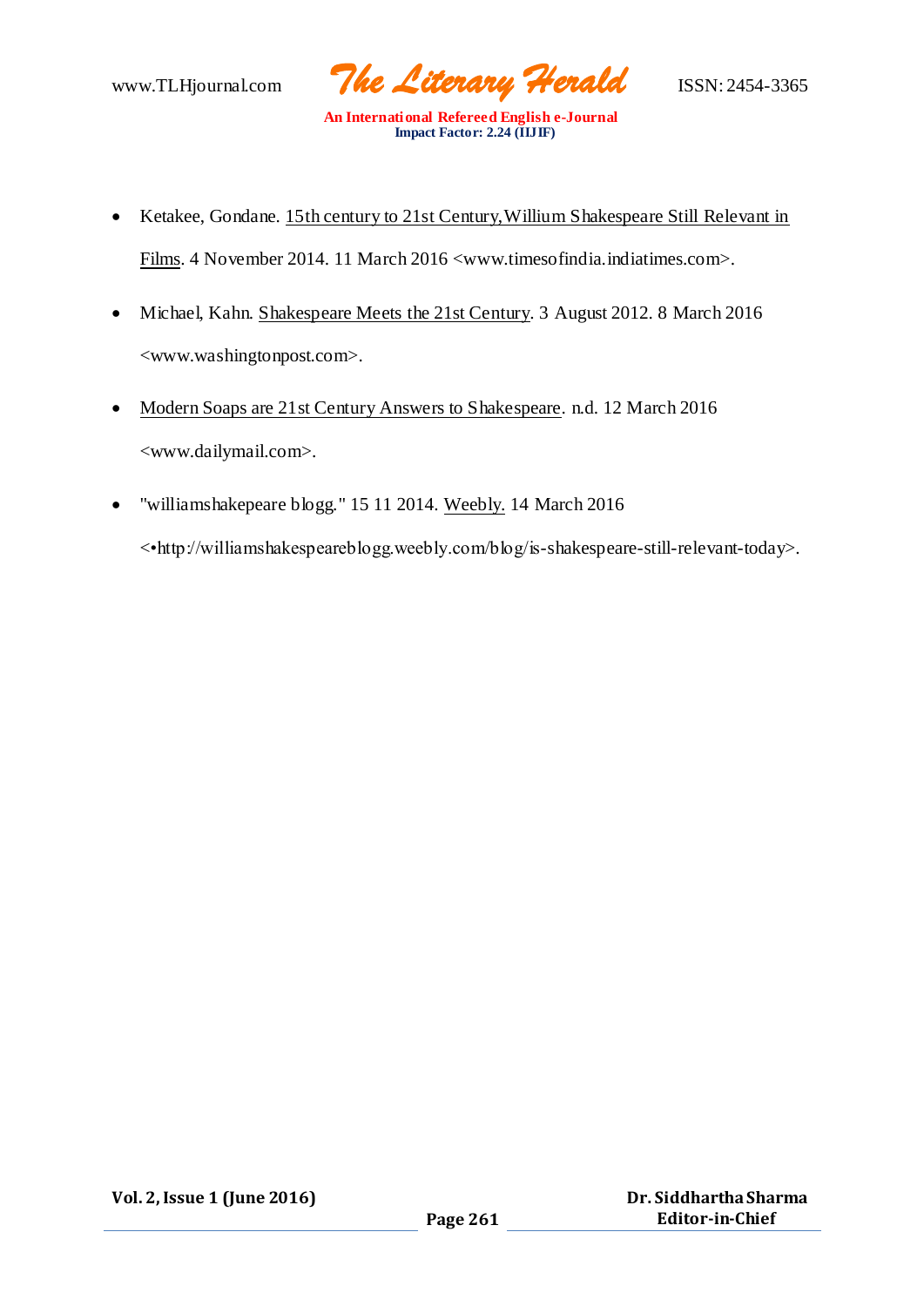- Ketakee, Gondane. 15th century to 21st Century, Willium Shakespeare Still Relevant in Films. 4 November 2014. 11 March 2016 <www.timesofindia.indiatimes.com>.
- Michael, Kahn. Shakespeare Meets the 21st Century. 3 August 2012. 8 March 2016 <www.washingtonpost.com>.
- Modern Soaps are 21st Century Answers to Shakespeare. n.d. 12 March 2016 <www.dailymail.com>.
- "williamshakepeare blogg." 15 11 2014. Weebly. 14 March 2016 <•http://williamshakespeareblogg.weebly.com/blog/is-shakespeare-still-relevant-today>.